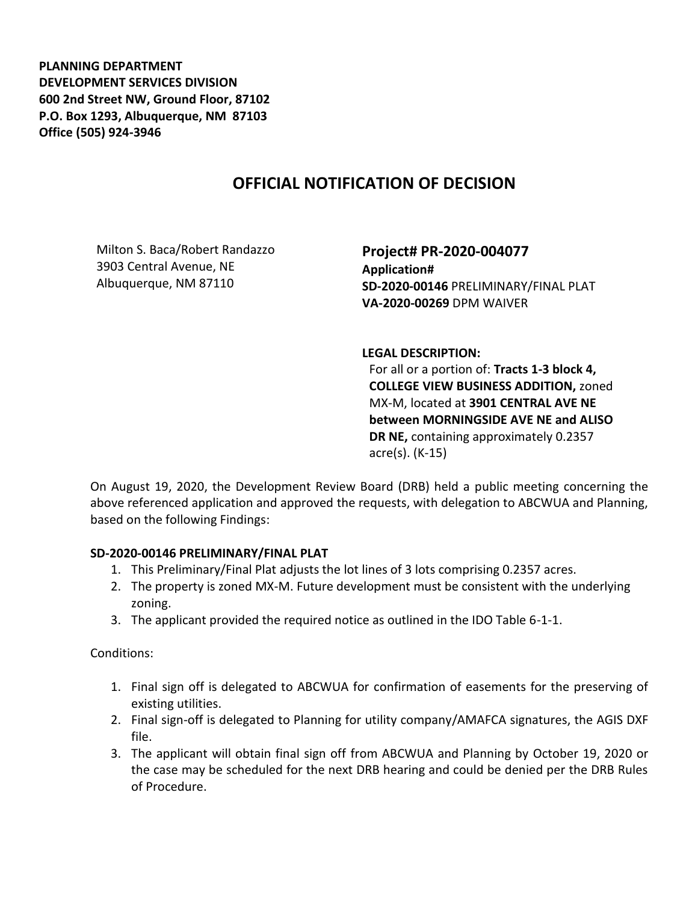**PLANNING DEPARTMENT**
**DEVELOPMENT SERVICES DIVISION**
**600 2nd Street NW, Ground Floor, 87102**
**P.O. Box 1293, Albuquerque, NM 87103**
**Office (505) 924-3946**

# OFFICIAL NOTIFICATION OF DECISION

Milton S. Baca/Robert Randazzo
3903 Central Avenue, NE
Albuquerque, NM 87110

## Project# PR-2020-004077

**Application#**
**SD-2020-00146** PRELIMINARY/FINAL PLAT
**VA-2020-00269** DPM WAIVER

**LEGAL DESCRIPTION:**
For all or a portion of: **Tracts 1-3 block 4, COLLEGE VIEW BUSINESS ADDITION,** zoned MX-M, located at **3901 CENTRAL AVE NE between MORNINGSIDE AVE NE and ALISO DR NE,** containing approximately 0.2357 acre(s). (K-15)

On August 19, 2020, the Development Review Board (DRB) held a public meeting concerning the above referenced application and approved the requests, with delegation to ABCWUA and Planning, based on the following Findings:

**SD-2020-00146 PRELIMINARY/FINAL PLAT**

1. This Preliminary/Final Plat adjusts the lot lines of 3 lots comprising 0.2357 acres.
2. The property is zoned MX-M. Future development must be consistent with the underlying zoning.
3. The applicant provided the required notice as outlined in the IDO Table 6-1-1.

Conditions:

1. Final sign off is delegated to ABCWUA for confirmation of easements for the preserving of existing utilities.
2. Final sign-off is delegated to Planning for utility company/AMAFCA signatures, the AGIS DXF file.
3. The applicant will obtain final sign off from ABCWUA and Planning by October 19, 2020 or the case may be scheduled for the next DRB hearing and could be denied per the DRB Rules of Procedure.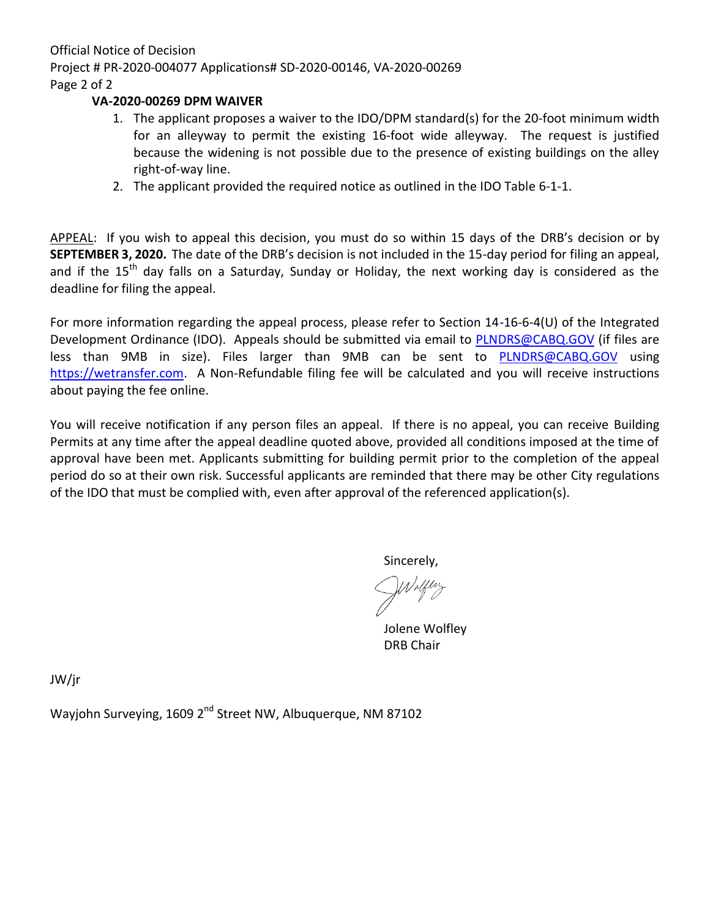**VA-2020-00269 DPM WAIVER**

1. The applicant proposes a waiver to the IDO/DPM standard(s) for the 20-foot minimum width for an alleyway to permit the existing 16-foot wide alleyway. The request is justified because the widening is not possible due to the presence of existing buildings on the alley right-of-way line.
2. The applicant provided the required notice as outlined in the IDO Table 6-1-1.

APPEAL: If you wish to appeal this decision, you must do so within 15 days of the DRB's decision or by **SEPTEMBER 3, 2020.** The date of the DRB's decision is not included in the 15-day period for filing an appeal, and if the 15th day falls on a Saturday, Sunday or Holiday, the next working day is considered as the deadline for filing the appeal.

For more information regarding the appeal process, please refer to Section 14-16-6-4(U) of the Integrated Development Ordinance (IDO). Appeals should be submitted via email to PLNDRS@CABQ.GOV (if files are less than 9MB in size). Files larger than 9MB can be sent to PLNDRS@CABQ.GOV using https://wetransfer.com. A Non-Refundable filing fee will be calculated and you will receive instructions about paying the fee online.

You will receive notification if any person files an appeal. If there is no appeal, you can receive Building Permits at any time after the appeal deadline quoted above, provided all conditions imposed at the time of approval have been met. Applicants submitting for building permit prior to the completion of the appeal period do so at their own risk. Successful applicants are reminded that there may be other City regulations of the IDO that must be complied with, even after approval of the referenced application(s).

Sincerely,

Jolene Wolfley
DRB Chair

JW/jr

Wayjohn Surveying, 1609 2nd Street NW, Albuquerque, NM 87102